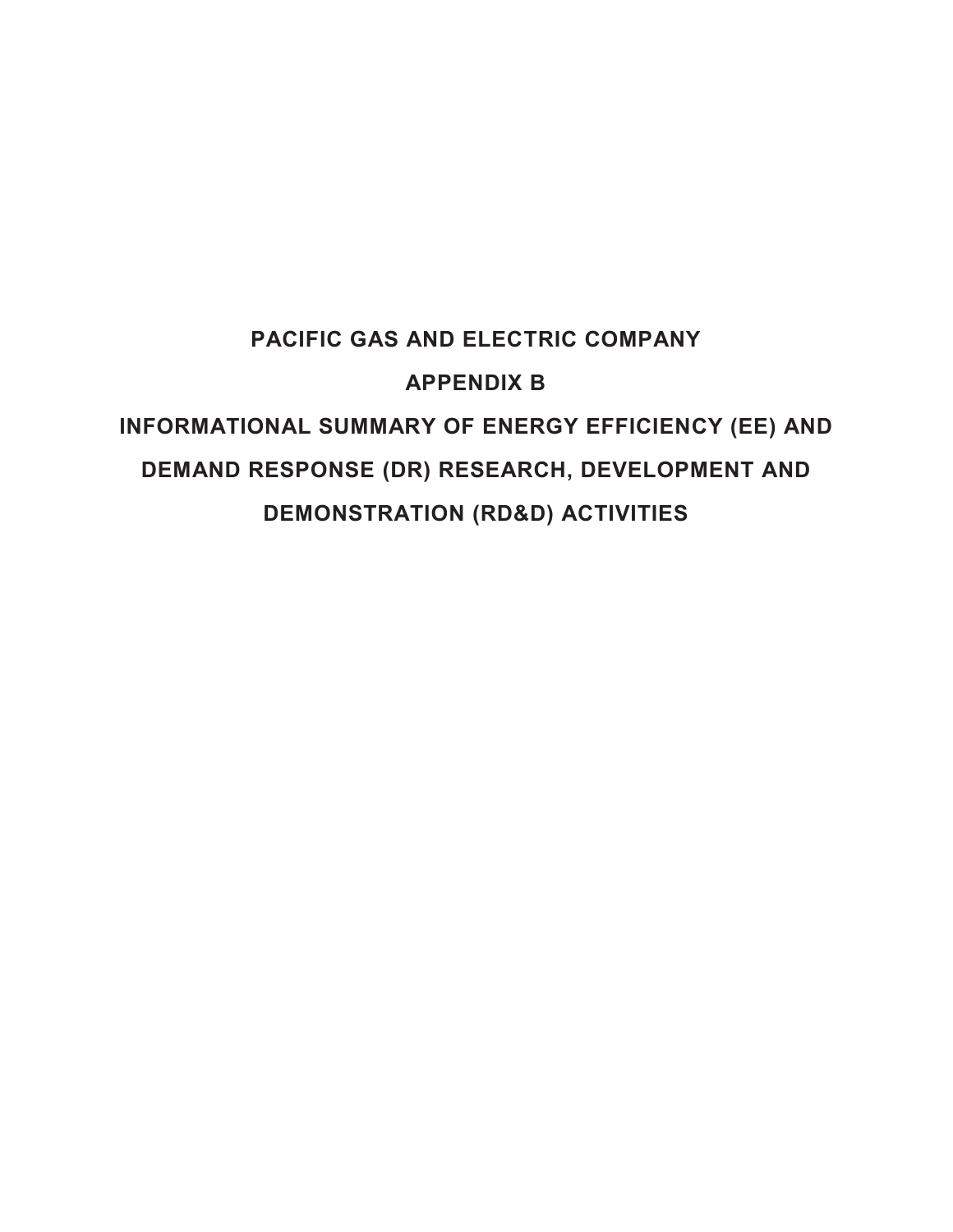# PACIFIC GAS AND ELECTRIC COMPANY

# APPENDIX B

# INFORMATIONAL SUMMARY OF ENERGY EFFICIENCY (EE) AND DEMAND RESPONSE (DR) RESEARCH, DEVELOPMENT AND DEMONSTRATION (RD&D) ACTIVITIES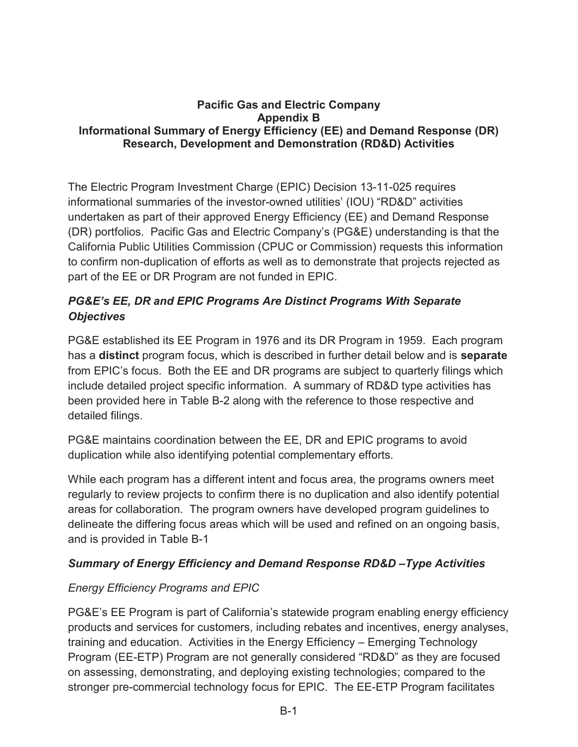**Pacific Gas and Electric Company**
**Appendix B**
**Informational Summary of Energy Efficiency (EE) and Demand Response (DR) Research, Development and Demonstration (RD&D) Activities**

The Electric Program Investment Charge (EPIC) Decision 13-11-025 requires informational summaries of the investor-owned utilities' (IOU) "RD&D" activities undertaken as part of their approved Energy Efficiency (EE) and Demand Response (DR) portfolios. Pacific Gas and Electric Company's (PG&E) understanding is that the California Public Utilities Commission (CPUC or Commission) requests this information to confirm non-duplication of efforts as well as to demonstrate that projects rejected as part of the EE or DR Program are not funded in EPIC.

### *PG&E's EE, DR and EPIC Programs Are Distinct Programs With Separate Objectives*

PG&E established its EE Program in 1976 and its DR Program in 1959. Each program has a **distinct** program focus, which is described in further detail below and is **separate** from EPIC's focus. Both the EE and DR programs are subject to quarterly filings which include detailed project specific information. A summary of RD&D type activities has been provided here in Table B-2 along with the reference to those respective and detailed filings.

PG&E maintains coordination between the EE, DR and EPIC programs to avoid duplication while also identifying potential complementary efforts.

While each program has a different intent and focus area, the programs owners meet regularly to review projects to confirm there is no duplication and also identify potential areas for collaboration. The program owners have developed program guidelines to delineate the differing focus areas which will be used and refined on an ongoing basis, and is provided in Table B-1

### *Summary of Energy Efficiency and Demand Response RD&D –Type Activities*

*Energy Efficiency Programs and EPIC*

PG&E's EE Program is part of California's statewide program enabling energy efficiency products and services for customers, including rebates and incentives, energy analyses, training and education. Activities in the Energy Efficiency – Emerging Technology Program (EE-ETP) Program are not generally considered "RD&D" as they are focused on assessing, demonstrating, and deploying existing technologies; compared to the stronger pre-commercial technology focus for EPIC. The EE-ETP Program facilitates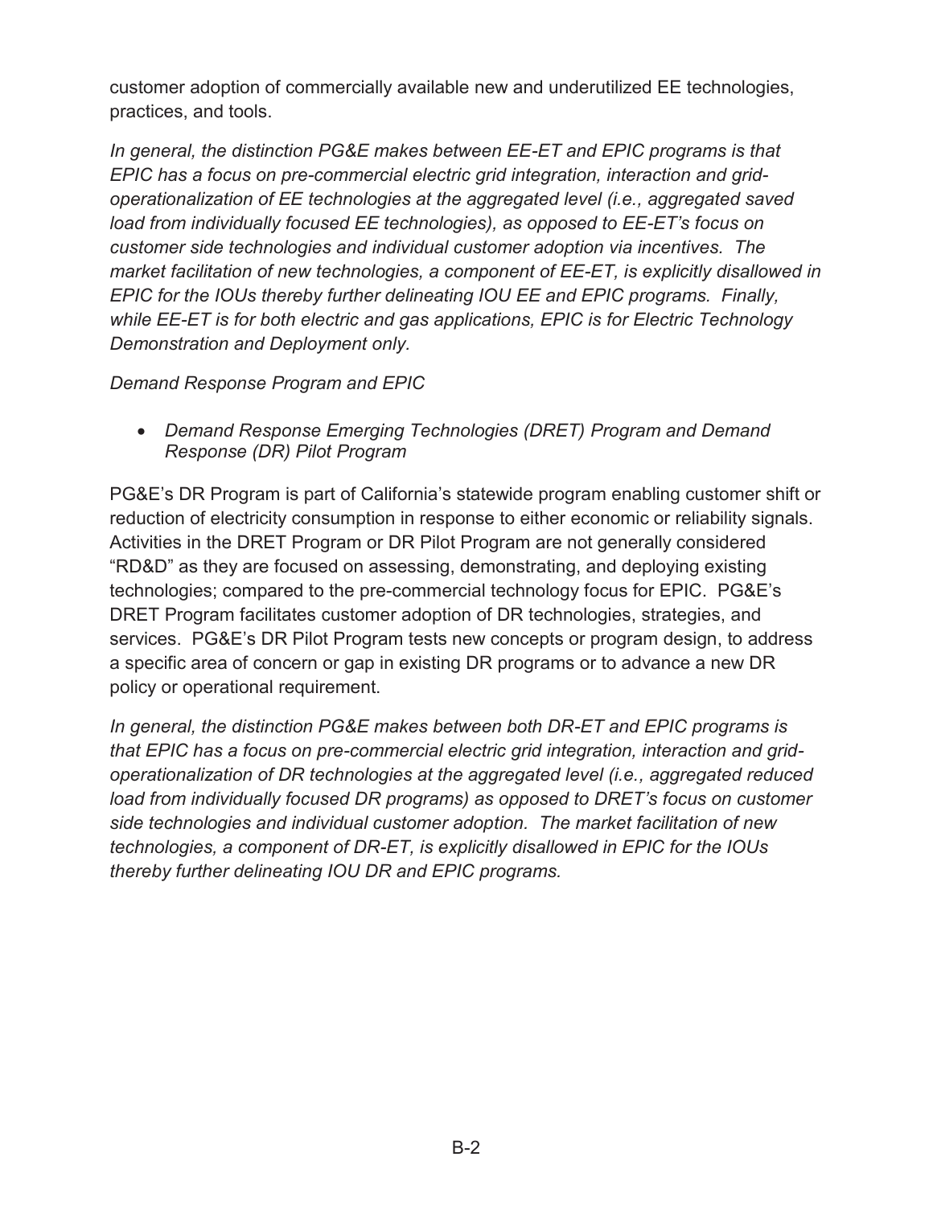customer adoption of commercially available new and underutilized EE technologies, practices, and tools.

*In general, the distinction PG&E makes between EE-ET and EPIC programs is that EPIC has a focus on pre-commercial electric grid integration, interaction and grid-operationalization of EE technologies at the aggregated level (i.e., aggregated saved load from individually focused EE technologies), as opposed to EE-ET's focus on customer side technologies and individual customer adoption via incentives. The market facilitation of new technologies, a component of EE-ET, is explicitly disallowed in EPIC for the IOUs thereby further delineating IOU EE and EPIC programs. Finally, while EE-ET is for both electric and gas applications, EPIC is for Electric Technology Demonstration and Deployment only.*

*Demand Response Program and EPIC*

- *Demand Response Emerging Technologies (DRET) Program and Demand Response (DR) Pilot Program*

PG&E's DR Program is part of California's statewide program enabling customer shift or reduction of electricity consumption in response to either economic or reliability signals. Activities in the DRET Program or DR Pilot Program are not generally considered "RD&D" as they are focused on assessing, demonstrating, and deploying existing technologies; compared to the pre-commercial technology focus for EPIC. PG&E's DRET Program facilitates customer adoption of DR technologies, strategies, and services. PG&E's DR Pilot Program tests new concepts or program design, to address a specific area of concern or gap in existing DR programs or to advance a new DR policy or operational requirement.

*In general, the distinction PG&E makes between both DR-ET and EPIC programs is that EPIC has a focus on pre-commercial electric grid integration, interaction and grid-operationalization of DR technologies at the aggregated level (i.e., aggregated reduced load from individually focused DR programs) as opposed to DRET's focus on customer side technologies and individual customer adoption. The market facilitation of new technologies, a component of DR-ET, is explicitly disallowed in EPIC for the IOUs thereby further delineating IOU DR and EPIC programs.*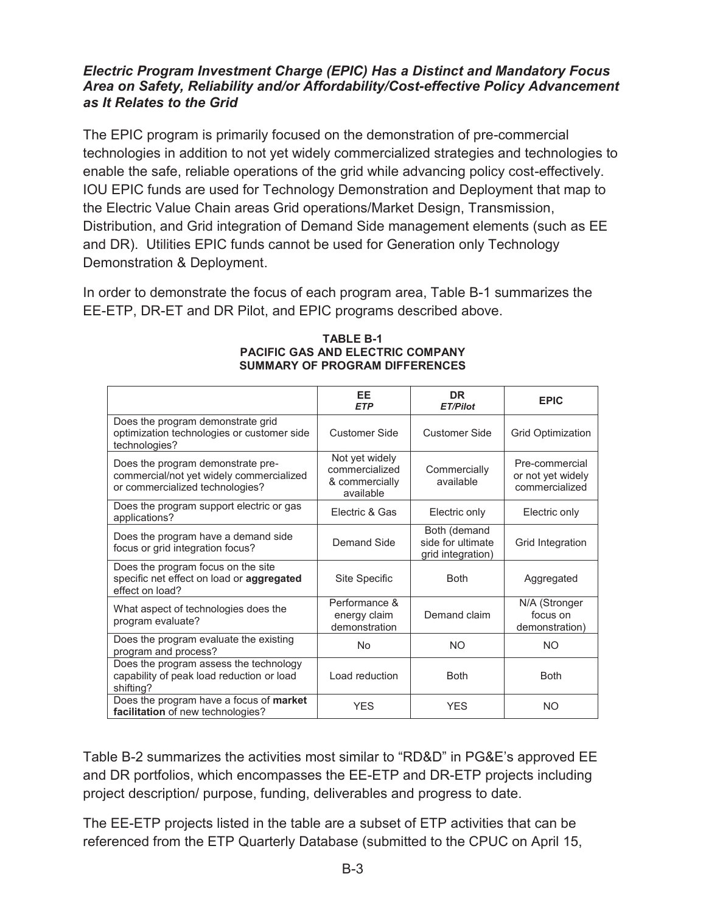***Electric Program Investment Charge (EPIC) Has a Distinct and Mandatory Focus Area on Safety, Reliability and/or Affordability/Cost-effective Policy Advancement as It Relates to the Grid***

The EPIC program is primarily focused on the demonstration of pre-commercial technologies in addition to not yet widely commercialized strategies and technologies to enable the safe, reliable operations of the grid while advancing policy cost-effectively. IOU EPIC funds are used for Technology Demonstration and Deployment that map to the Electric Value Chain areas Grid operations/Market Design, Transmission, Distribution, and Grid integration of Demand Side management elements (such as EE and DR). Utilities EPIC funds cannot be used for Generation only Technology Demonstration & Deployment.

In order to demonstrate the focus of each program area, Table B-1 summarizes the EE-ETP, DR-ET and DR Pilot, and EPIC programs described above.

**TABLE B-1**
**PACIFIC GAS AND ELECTRIC COMPANY**
**SUMMARY OF PROGRAM DIFFERENCES**

| | **EE** *ETP* | **DR** *ET/Pilot* | **EPIC** |
|---|---|---|---|
| Does the program demonstrate grid optimization technologies or customer side technologies? | Customer Side | Customer Side | Grid Optimization |
| Does the program demonstrate pre-commercial/not yet widely commercialized or commercialized technologies? | Not yet widely commercialized & commercially available | Commercially available | Pre-commercial or not yet widely commercialized |
| Does the program support electric or gas applications? | Electric & Gas | Electric only | Electric only |
| Does the program have a demand side focus or grid integration focus? | Demand Side | Both (demand side for ultimate grid integration) | Grid Integration |
| Does the program focus on the site specific net effect on load or **aggregated** effect on load? | Site Specific | Both | Aggregated |
| What aspect of technologies does the program evaluate? | Performance & energy claim demonstration | Demand claim | N/A (Stronger focus on demonstration) |
| Does the program evaluate the existing program and process? | No | NO | NO |
| Does the program assess the technology capability of peak load reduction or load shifting? | Load reduction | Both | Both |
| Does the program have a focus of **market facilitation** of new technologies? | YES | YES | NO |

Table B-2 summarizes the activities most similar to "RD&D" in PG&E's approved EE and DR portfolios, which encompasses the EE-ETP and DR-ETP projects including project description/ purpose, funding, deliverables and progress to date.

The EE-ETP projects listed in the table are a subset of ETP activities that can be referenced from the ETP Quarterly Database (submitted to the CPUC on April 15,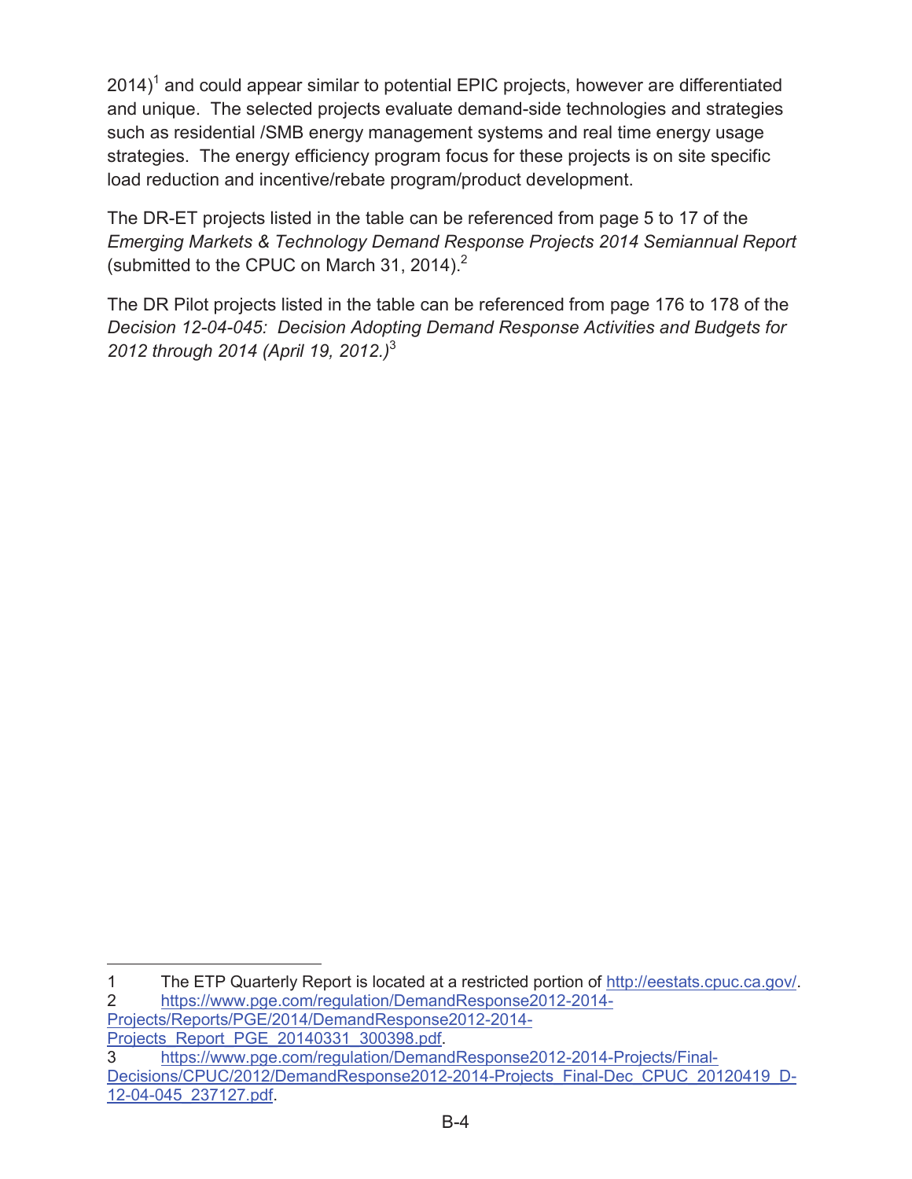2014)[1] and could appear similar to potential EPIC projects, however are differentiated and unique. The selected projects evaluate demand-side technologies and strategies such as residential /SMB energy management systems and real time energy usage strategies. The energy efficiency program focus for these projects is on site specific load reduction and incentive/rebate program/product development.

The DR-ET projects listed in the table can be referenced from page 5 to 17 of the *Emerging Markets & Technology Demand Response Projects 2014 Semiannual Report* (submitted to the CPUC on March 31, 2014).[2]

The DR Pilot projects listed in the table can be referenced from page 176 to 178 of the *Decision 12-04-045: Decision Adopting Demand Response Activities and Budgets for 2012 through 2014 (April 19, 2012.)*[3]

---

1 The ETP Quarterly Report is located at a restricted portion of http://eestats.cpuc.ca.gov/.

2 https://www.pge.com/regulation/DemandResponse2012-2014-Projects/Reports/PGE/2014/DemandResponse2012-2014-Projects_Report_PGE_20140331_300398.pdf.

3 https://www.pge.com/regulation/DemandResponse2012-2014-Projects/Final-Decisions/CPUC/2012/DemandResponse2012-2014-Projects_Final-Dec_CPUC_20120419_D-12-04-045_237127.pdf.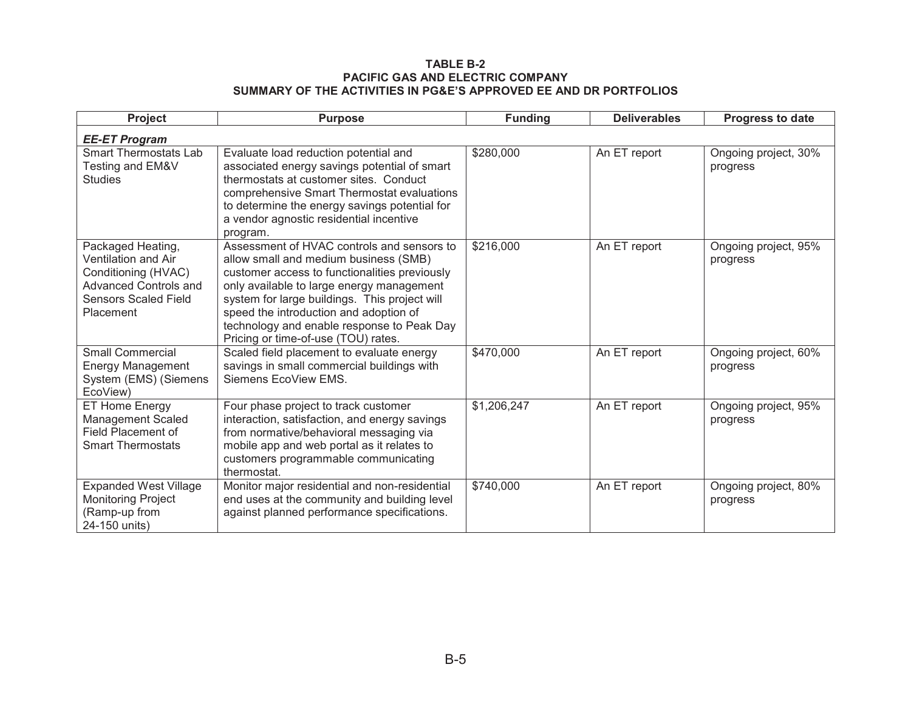**TABLE B-2**
**PACIFIC GAS AND ELECTRIC COMPANY**
**SUMMARY OF THE ACTIVITIES IN PG&E'S APPROVED EE AND DR PORTFOLIOS**

| Project | Purpose | Funding | Deliverables | Progress to date |
|---|---|---|---|---|
| ***EE-ET Program*** | | | | |
| Smart Thermostats Lab Testing and EM&V Studies | Evaluate load reduction potential and associated energy savings potential of smart thermostats at customer sites. Conduct comprehensive Smart Thermostat evaluations to determine the energy savings potential for a vendor agnostic residential incentive program. | $280,000 | An ET report | Ongoing project, 30% progress |
| Packaged Heating, Ventilation and Air Conditioning (HVAC) Advanced Controls and Sensors Scaled Field Placement | Assessment of HVAC controls and sensors to allow small and medium business (SMB) customer access to functionalities previously only available to large energy management system for large buildings. This project will speed the introduction and adoption of technology and enable response to Peak Day Pricing or time-of-use (TOU) rates. | $216,000 | An ET report | Ongoing project, 95% progress |
| Small Commercial Energy Management System (EMS) (Siemens EcoView) | Scaled field placement to evaluate energy savings in small commercial buildings with Siemens EcoView EMS. | $470,000 | An ET report | Ongoing project, 60% progress |
| ET Home Energy Management Scaled Field Placement of Smart Thermostats | Four phase project to track customer interaction, satisfaction, and energy savings from normative/behavioral messaging via mobile app and web portal as it relates to customers programmable communicating thermostat. | $1,206,247 | An ET report | Ongoing project, 95% progress |
| Expanded West Village Monitoring Project (Ramp-up from 24-150 units) | Monitor major residential and non-residential end uses at the community and building level against planned performance specifications. | $740,000 | An ET report | Ongoing project, 80% progress |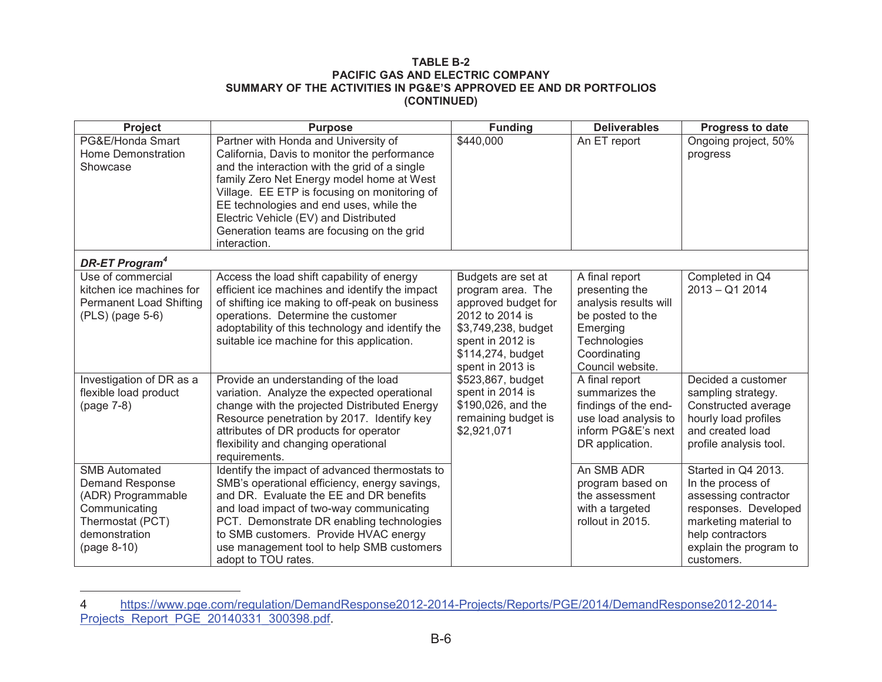**TABLE B-2**
**PACIFIC GAS AND ELECTRIC COMPANY**
**SUMMARY OF THE ACTIVITIES IN PG&E'S APPROVED EE AND DR PORTFOLIOS**
**(CONTINUED)**

| Project | Purpose | Funding | Deliverables | Progress to date |
|---|---|---|---|---|
| PG&E/Honda Smart Home Demonstration Showcase | Partner with Honda and University of California, Davis to monitor the performance and the interaction with the grid of a single family Zero Net Energy model home at West Village. EE ETP is focusing on monitoring of EE technologies and end uses, while the Electric Vehicle (EV) and Distributed Generation teams are focusing on the grid interaction. | $440,000 | An ET report | Ongoing project, 50% progress |
| ***DR-ET Program***[4] | | | | |
| Use of commercial kitchen ice machines for Permanent Load Shifting (PLS) (page 5-6) | Access the load shift capability of energy efficient ice machines and identify the impact of shifting ice making to off-peak on business operations. Determine the customer adoptability of this technology and identify the suitable ice machine for this application. | Budgets are set at program area. The approved budget for 2012 to 2014 is $3,749,238, budget spent in 2012 is $114,274, budget spent in 2013 is $523,867, budget spent in 2014 is $190,026, and the remaining budget is $2,921,071 | A final report presenting the analysis results will be posted to the Emerging Technologies Coordinating Council website. | Completed in Q4 2013 – Q1 2014 |
| Investigation of DR as a flexible load product (page 7-8) | Provide an understanding of the load variation. Analyze the expected operational change with the projected Distributed Energy Resource penetration by 2017. Identify key attributes of DR products for operator flexibility and changing operational requirements. | | A final report summarizes the findings of the end-use load analysis to inform PG&E's next DR application. | Decided a customer sampling strategy. Constructed average hourly load profiles and created load profile analysis tool. |
| SMB Automated Demand Response (ADR) Programmable Communicating Thermostat (PCT) demonstration (page 8-10) | Identify the impact of advanced thermostats to SMB's operational efficiency, energy savings, and DR. Evaluate the EE and DR benefits and load impact of two-way communicating PCT. Demonstrate DR enabling technologies to SMB customers. Provide HVAC energy use management tool to help SMB customers adopt to TOU rates. | | An SMB ADR program based on the assessment with a targeted rollout in 2015. | Started in Q4 2013. In the process of assessing contractor responses. Developed marketing material to help contractors explain the program to customers. |

4 https://www.pge.com/regulation/DemandResponse2012-2014-Projects/Reports/PGE/2014/DemandResponse2012-2014-Projects_Report_PGE_20140331_300398.pdf.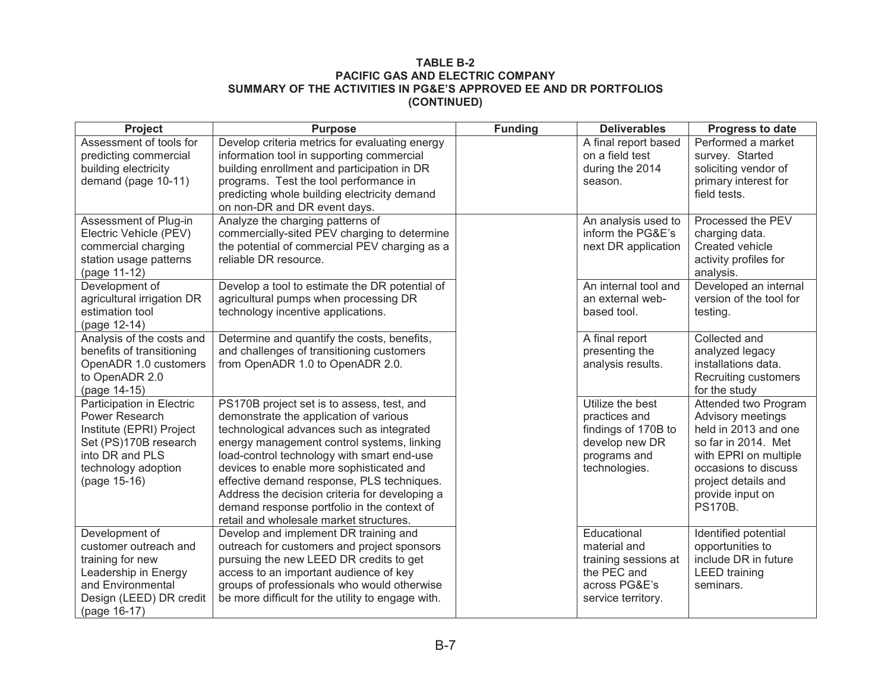**TABLE B-2**
**PACIFIC GAS AND ELECTRIC COMPANY**
**SUMMARY OF THE ACTIVITIES IN PG&E'S APPROVED EE AND DR PORTFOLIOS**
**(CONTINUED)**

| Project | Purpose | Funding | Deliverables | Progress to date |
|---|---|---|---|---|
| Assessment of tools for predicting commercial building electricity demand (page 10-11) | Develop criteria metrics for evaluating energy information tool in supporting commercial building enrollment and participation in DR programs. Test the tool performance in predicting whole building electricity demand on non-DR and DR event days. | | A final report based on a field test during the 2014 season. | Performed a market survey. Started soliciting vendor of primary interest for field tests. |
| Assessment of Plug-in Electric Vehicle (PEV) commercial charging station usage patterns (page 11-12) | Analyze the charging patterns of commercially-sited PEV charging to determine the potential of commercial PEV charging as a reliable DR resource. | | An analysis used to inform the PG&E's next DR application | Processed the PEV charging data. Created vehicle activity profiles for analysis. |
| Development of agricultural irrigation DR estimation tool (page 12-14) | Develop a tool to estimate the DR potential of agricultural pumps when processing DR technology incentive applications. | | An internal tool and an external web-based tool. | Developed an internal version of the tool for testing. |
| Analysis of the costs and benefits of transitioning OpenADR 1.0 customers to OpenADR 2.0 (page 14-15) | Determine and quantify the costs, benefits, and challenges of transitioning customers from OpenADR 1.0 to OpenADR 2.0. | | A final report presenting the analysis results. | Collected and analyzed legacy installations data. Recruiting customers for the study |
| Participation in Electric Power Research Institute (EPRI) Project Set (PS)170B research into DR and PLS technology adoption (page 15-16) | PS170B project set is to assess, test, and demonstrate the application of various technological advances such as integrated energy management control systems, linking load-control technology with smart end-use devices to enable more sophisticated and effective demand response, PLS techniques. Address the decision criteria for developing a demand response portfolio in the context of retail and wholesale market structures. | | Utilize the best practices and findings of 170B to develop new DR programs and technologies. | Attended two Program Advisory meetings held in 2013 and one so far in 2014. Met with EPRI on multiple occasions to discuss project details and provide input on PS170B. |
| Development of customer outreach and training for new Leadership in Energy and Environmental Design (LEED) DR credit (page 16-17) | Develop and implement DR training and outreach for customers and project sponsors pursuing the new LEED DR credits to get access to an important audience of key groups of professionals who would otherwise be more difficult for the utility to engage with. | | Educational material and training sessions at the PEC and across PG&E's service territory. | Identified potential opportunities to include DR in future LEED training seminars. |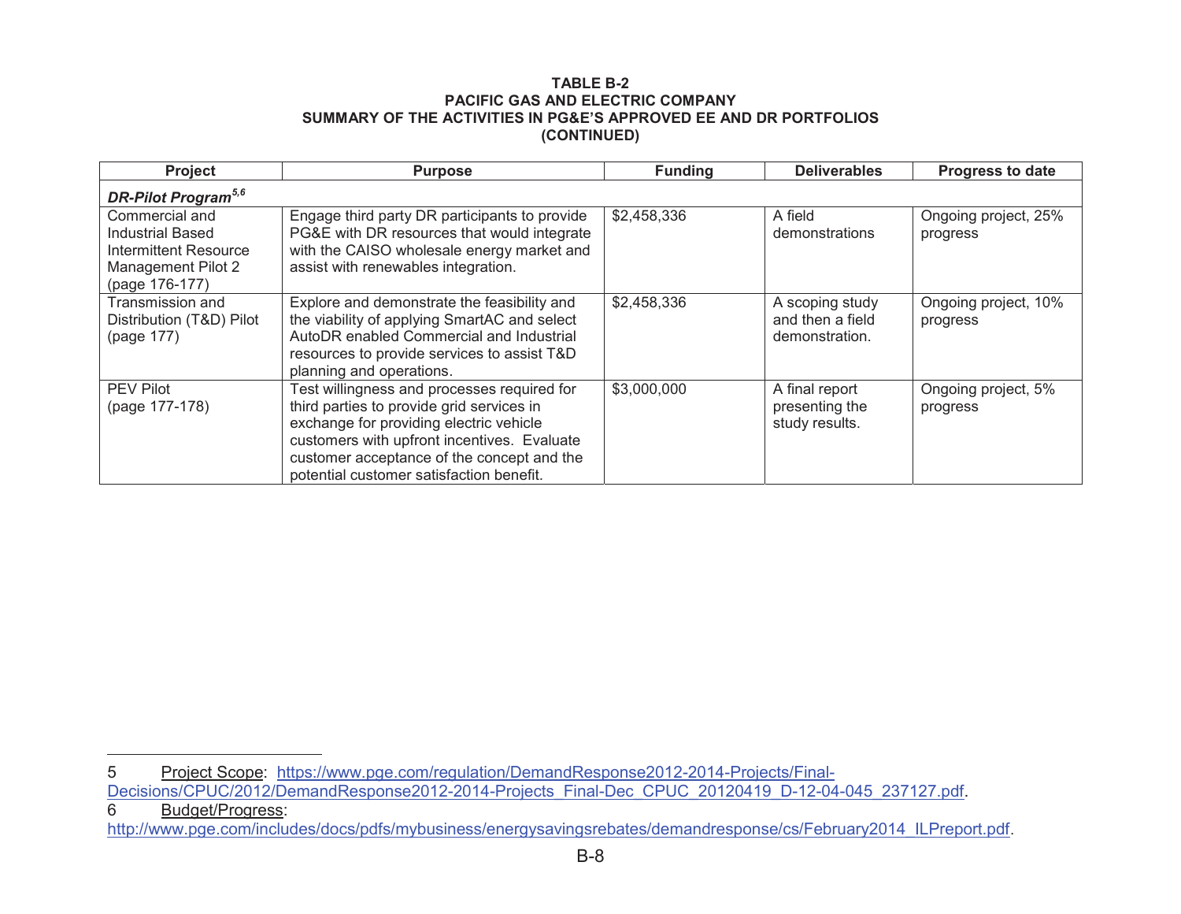**TABLE B-2**
**PACIFIC GAS AND ELECTRIC COMPANY**
**SUMMARY OF THE ACTIVITIES IN PG&E'S APPROVED EE AND DR PORTFOLIOS**
**(CONTINUED)**

| Project | Purpose | Funding | Deliverables | Progress to date |
|---|---|---|---|---|
| ***DR-Pilot Program***[5,6] | | | | |
| Commercial and Industrial Based Intermittent Resource Management Pilot 2 (page 176-177) | Engage third party DR participants to provide PG&E with DR resources that would integrate with the CAISO wholesale energy market and assist with renewables integration. | $2,458,336 | A field demonstrations | Ongoing project, 25% progress |
| Transmission and Distribution (T&D) Pilot (page 177) | Explore and demonstrate the feasibility and the viability of applying SmartAC and select AutoDR enabled Commercial and Industrial resources to provide services to assist T&D planning and operations. | $2,458,336 | A scoping study and then a field demonstration. | Ongoing project, 10% progress |
| PEV Pilot (page 177-178) | Test willingness and processes required for third parties to provide grid services in exchange for providing electric vehicle customers with upfront incentives. Evaluate customer acceptance of the concept and the potential customer satisfaction benefit. | $3,000,000 | A final report presenting the study results. | Ongoing project, 5% progress |

---

5 Project Scope: https://www.pge.com/regulation/DemandResponse2012-2014-Projects/Final-Decisions/CPUC/2012/DemandResponse2012-2014-Projects_Final-Dec_CPUC_20120419_D-12-04-045_237127.pdf.

6 Budget/Progress: http://www.pge.com/includes/docs/pdfs/mybusiness/energysavingsrebates/demandresponse/cs/February2014_ILPreport.pdf.